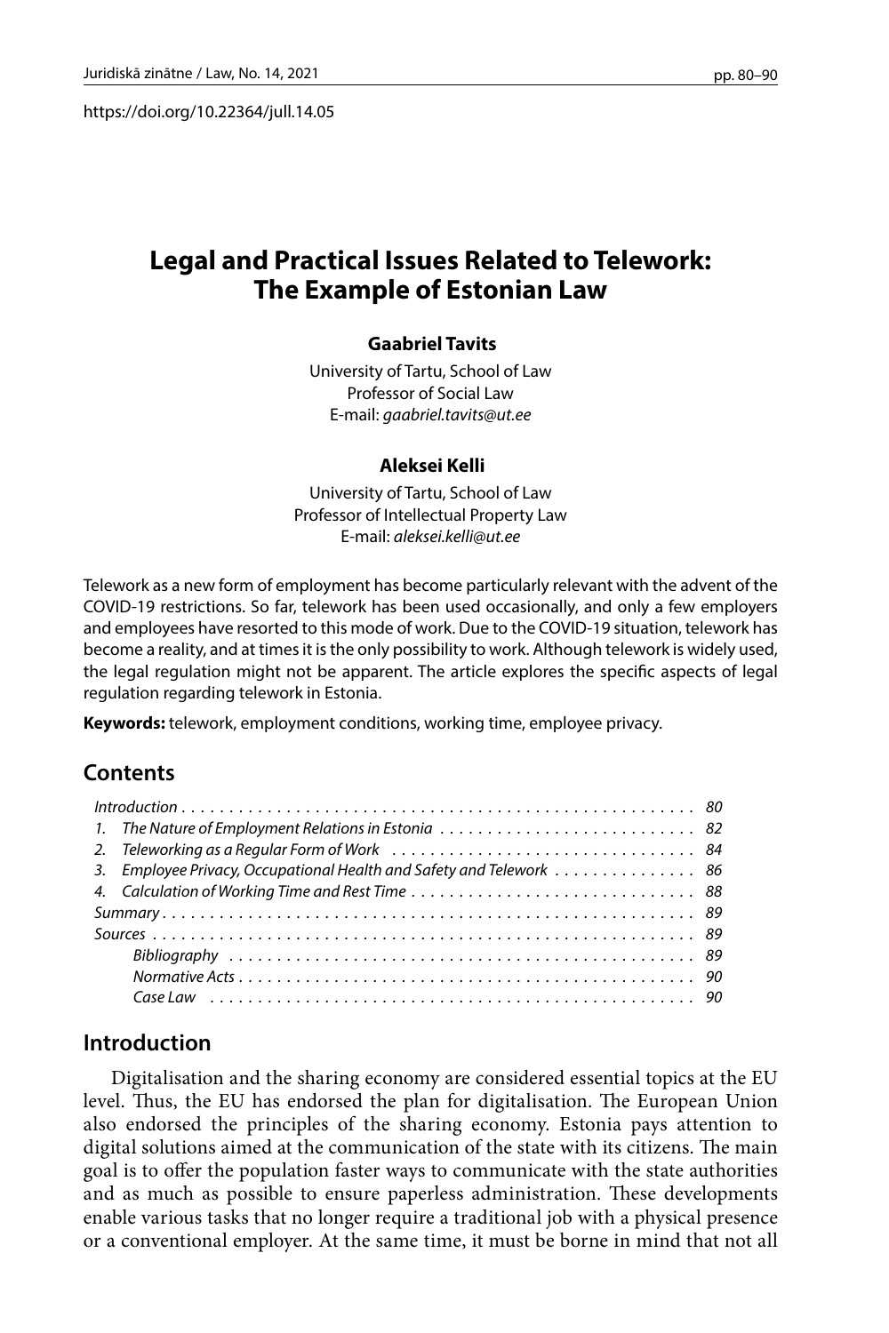https://doi.org/10.22364/jull.14.05

# Legal and Practical Issues Related to Telework: The Example of Estonian Law

**Gaabriel Tavits**

University of Tartu, School of Law
Professor of Social Law
E-mail: *gaabriel.tavits@ut.ee*

**Aleksei Kelli**

University of Tartu, School of Law
Professor of Intellectual Property Law
E-mail: *aleksei.kelli@ut.ee*

Telework as a new form of employment has become particularly relevant with the advent of the COVID-19 restrictions. So far, telework has been used occasionally, and only a few employers and employees have resorted to this mode of work. Due to the COVID-19 situation, telework has become a reality, and at times it is the only possibility to work. Although telework is widely used, the legal regulation might not be apparent. The article explores the specific aspects of legal regulation regarding telework in Estonia.

**Keywords:** telework, employment conditions, working time, employee privacy.

## Contents

*Introduction* . . . 80
1. *The Nature of Employment Relations in Estonia* . . . 82
2. *Teleworking as a Regular Form of Work* . . . 84
3. *Employee Privacy, Occupational Health and Safety and Telework* . . . 86
4. *Calculation of Working Time and Rest Time* . . . 88

*Summary* . . . 89
*Sources* . . . 89
- *Bibliography* . . . 89
- *Normative Acts* . . . 90
- *Case Law* . . . 90

## Introduction

Digitalisation and the sharing economy are considered essential topics at the EU level. Thus, the EU has endorsed the plan for digitalisation. The European Union also endorsed the principles of the sharing economy. Estonia pays attention to digital solutions aimed at the communication of the state with its citizens. The main goal is to offer the population faster ways to communicate with the state authorities and as much as possible to ensure paperless administration. These developments enable various tasks that no longer require a traditional job with a physical presence or a conventional employer. At the same time, it must be borne in mind that not all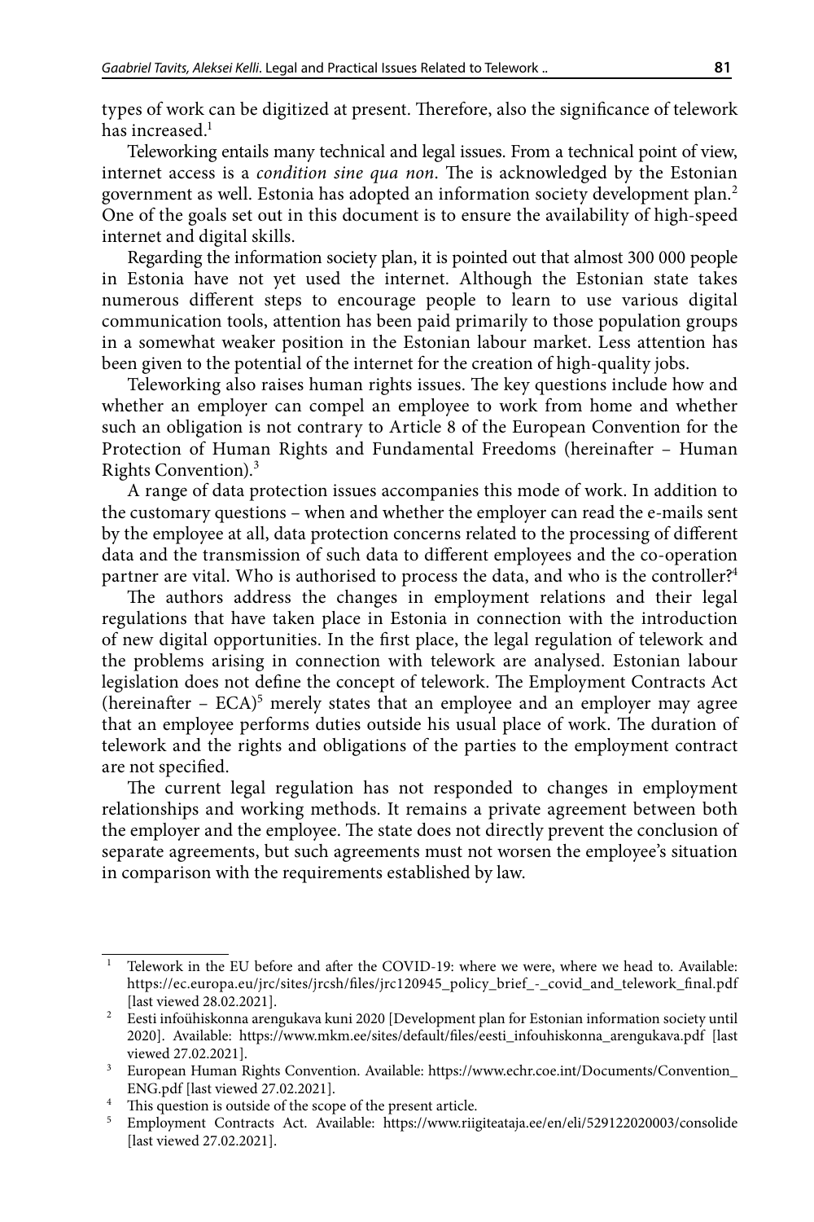types of work can be digitized at present. Therefore, also the significance of telework has increased.[1]

Teleworking entails many technical and legal issues. From a technical point of view, internet access is a *condition sine qua non*. The is acknowledged by the Estonian government as well. Estonia has adopted an information society development plan.[2] One of the goals set out in this document is to ensure the availability of high-speed internet and digital skills.

Regarding the information society plan, it is pointed out that almost 300 000 people in Estonia have not yet used the internet. Although the Estonian state takes numerous different steps to encourage people to learn to use various digital communication tools, attention has been paid primarily to those population groups in a somewhat weaker position in the Estonian labour market. Less attention has been given to the potential of the internet for the creation of high-quality jobs.

Teleworking also raises human rights issues. The key questions include how and whether an employer can compel an employee to work from home and whether such an obligation is not contrary to Article 8 of the European Convention for the Protection of Human Rights and Fundamental Freedoms (hereinafter – Human Rights Convention).[3]

A range of data protection issues accompanies this mode of work. In addition to the customary questions – when and whether the employer can read the e-mails sent by the employee at all, data protection concerns related to the processing of different data and the transmission of such data to different employees and the co-operation partner are vital. Who is authorised to process the data, and who is the controller?[4]

The authors address the changes in employment relations and their legal regulations that have taken place in Estonia in connection with the introduction of new digital opportunities. In the first place, the legal regulation of telework and the problems arising in connection with telework are analysed. Estonian labour legislation does not define the concept of telework. The Employment Contracts Act (hereinafter – ECA)[5] merely states that an employee and an employer may agree that an employee performs duties outside his usual place of work. The duration of telework and the rights and obligations of the parties to the employment contract are not specified.

The current legal regulation has not responded to changes in employment relationships and working methods. It remains a private agreement between both the employer and the employee. The state does not directly prevent the conclusion of separate agreements, but such agreements must not worsen the employee's situation in comparison with the requirements established by law.

---

[1] Telework in the EU before and after the COVID-19: where we were, where we head to. Available: https://ec.europa.eu/jrc/sites/jrcsh/files/jrc120945_policy_brief_-_covid_and_telework_final.pdf [last viewed 28.02.2021].

[2] Eesti infoühiskonna arengukava kuni 2020 [Development plan for Estonian information society until 2020]. Available: https://www.mkm.ee/sites/default/files/eesti_infouhiskonna_arengukava.pdf [last viewed 27.02.2021].

[3] European Human Rights Convention. Available: https://www.echr.coe.int/Documents/Convention_ENG.pdf [last viewed 27.02.2021].

[4] This question is outside of the scope of the present article.

[5] Employment Contracts Act. Available: https://www.riigiteataja.ee/en/eli/529122020003/consolide [last viewed 27.02.2021].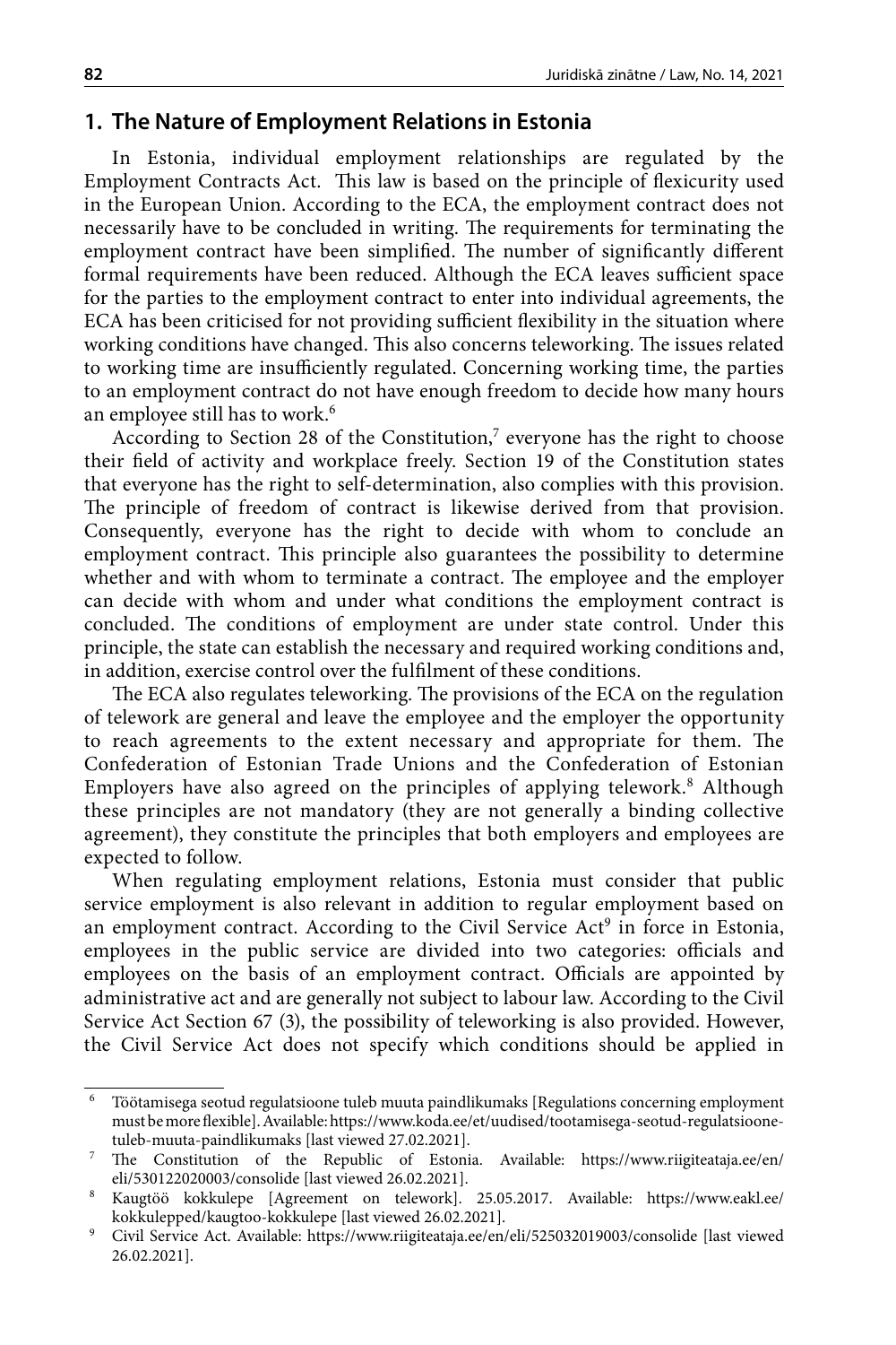## 1. The Nature of Employment Relations in Estonia

In Estonia, individual employment relationships are regulated by the Employment Contracts Act. This law is based on the principle of flexicurity used in the European Union. According to the ECA, the employment contract does not necessarily have to be concluded in writing. The requirements for terminating the employment contract have been simplified. The number of significantly different formal requirements have been reduced. Although the ECA leaves sufficient space for the parties to the employment contract to enter into individual agreements, the ECA has been criticised for not providing sufficient flexibility in the situation where working conditions have changed. This also concerns teleworking. The issues related to working time are insufficiently regulated. Concerning working time, the parties to an employment contract do not have enough freedom to decide how many hours an employee still has to work.[6]

According to Section 28 of the Constitution,[7] everyone has the right to choose their field of activity and workplace freely. Section 19 of the Constitution states that everyone has the right to self-determination, also complies with this provision. The principle of freedom of contract is likewise derived from that provision. Consequently, everyone has the right to decide with whom to conclude an employment contract. This principle also guarantees the possibility to determine whether and with whom to terminate a contract. The employee and the employer can decide with whom and under what conditions the employment contract is concluded. The conditions of employment are under state control. Under this principle, the state can establish the necessary and required working conditions and, in addition, exercise control over the fulfilment of these conditions.

The ECA also regulates teleworking. The provisions of the ECA on the regulation of telework are general and leave the employee and the employer the opportunity to reach agreements to the extent necessary and appropriate for them. The Confederation of Estonian Trade Unions and the Confederation of Estonian Employers have also agreed on the principles of applying telework.[8] Although these principles are not mandatory (they are not generally a binding collective agreement), they constitute the principles that both employers and employees are expected to follow.

When regulating employment relations, Estonia must consider that public service employment is also relevant in addition to regular employment based on an employment contract. According to the Civil Service Act[9] in force in Estonia, employees in the public service are divided into two categories: officials and employees on the basis of an employment contract. Officials are appointed by administrative act and are generally not subject to labour law. According to the Civil Service Act Section 67 (3), the possibility of teleworking is also provided. However, the Civil Service Act does not specify which conditions should be applied in

---

[6] Töötamisega seotud regulatsioone tuleb muuta paindlikumaks [Regulations concerning employment must be more flexible]. Available: https://www.koda.ee/et/uudised/tootamisega-seotud-regulatsioone-tuleb-muuta-paindlikumaks [last viewed 27.02.2021].

[7] The Constitution of the Republic of Estonia. Available: https://www.riigiteataja.ee/en/eli/530122020003/consolide [last viewed 26.02.2021].

[8] Kaugtöö kokkulepe [Agreement on telework]. 25.05.2017. Available: https://www.eakl.ee/kokkulepped/kaugtoo-kokkulepe [last viewed 26.02.2021].

[9] Civil Service Act. Available: https://www.riigiteataja.ee/en/eli/525032019003/consolide [last viewed 26.02.2021].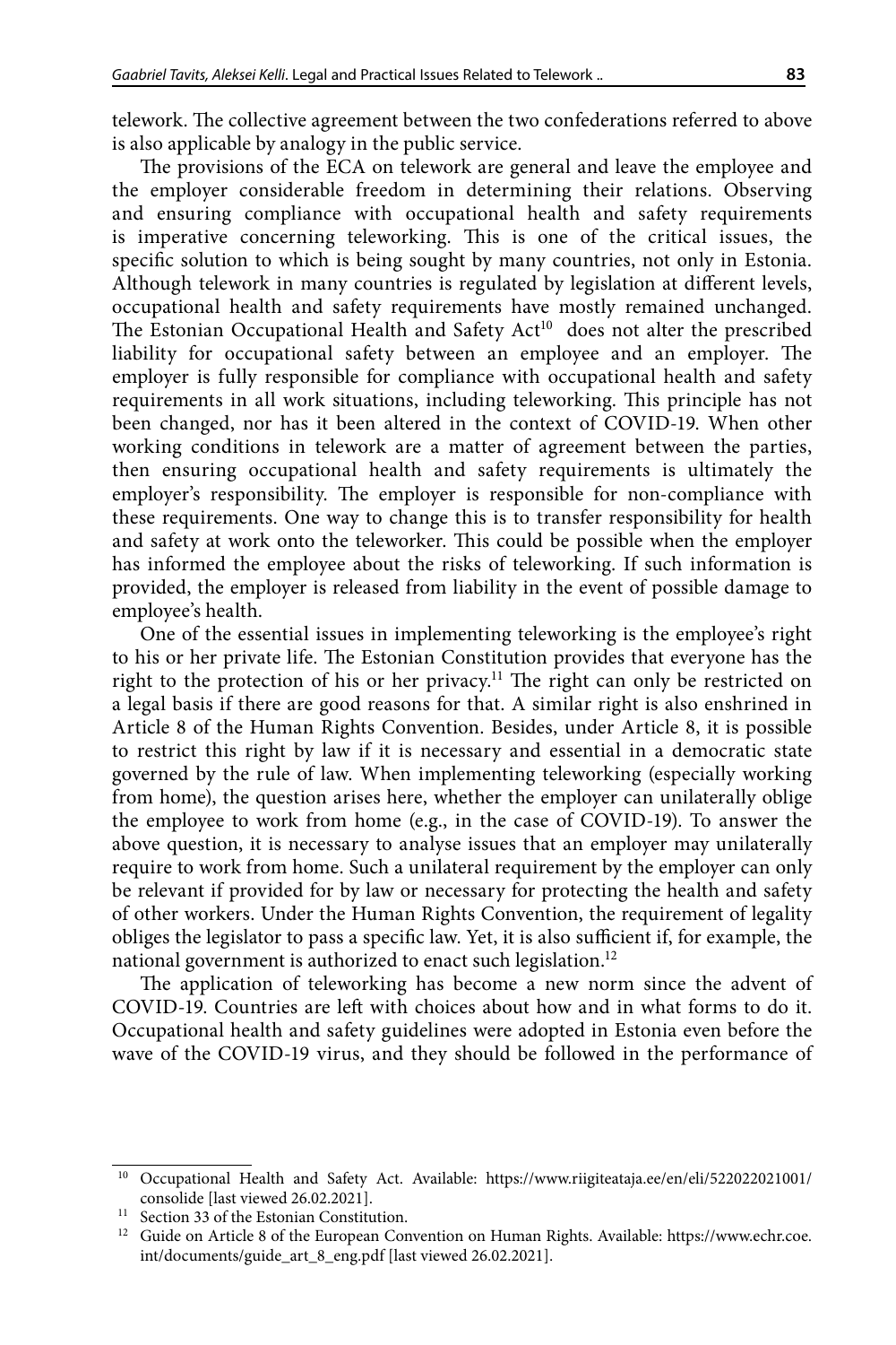telework. The collective agreement between the two confederations referred to above is also applicable by analogy in the public service.

The provisions of the ECA on telework are general and leave the employee and the employer considerable freedom in determining their relations. Observing and ensuring compliance with occupational health and safety requirements is imperative concerning teleworking. This is one of the critical issues, the specific solution to which is being sought by many countries, not only in Estonia. Although telework in many countries is regulated by legislation at different levels, occupational health and safety requirements have mostly remained unchanged. The Estonian Occupational Health and Safety Act[10] does not alter the prescribed liability for occupational safety between an employee and an employer. The employer is fully responsible for compliance with occupational health and safety requirements in all work situations, including teleworking. This principle has not been changed, nor has it been altered in the context of COVID-19. When other working conditions in telework are a matter of agreement between the parties, then ensuring occupational health and safety requirements is ultimately the employer's responsibility. The employer is responsible for non-compliance with these requirements. One way to change this is to transfer responsibility for health and safety at work onto the teleworker. This could be possible when the employer has informed the employee about the risks of teleworking. If such information is provided, the employer is released from liability in the event of possible damage to employee's health.

One of the essential issues in implementing teleworking is the employee's right to his or her private life. The Estonian Constitution provides that everyone has the right to the protection of his or her privacy.[11] The right can only be restricted on a legal basis if there are good reasons for that. A similar right is also enshrined in Article 8 of the Human Rights Convention. Besides, under Article 8, it is possible to restrict this right by law if it is necessary and essential in a democratic state governed by the rule of law. When implementing teleworking (especially working from home), the question arises here, whether the employer can unilaterally oblige the employee to work from home (e.g., in the case of COVID-19). To answer the above question, it is necessary to analyse issues that an employer may unilaterally require to work from home. Such a unilateral requirement by the employer can only be relevant if provided for by law or necessary for protecting the health and safety of other workers. Under the Human Rights Convention, the requirement of legality obliges the legislator to pass a specific law. Yet, it is also sufficient if, for example, the national government is authorized to enact such legislation.[12]

The application of teleworking has become a new norm since the advent of COVID-19. Countries are left with choices about how and in what forms to do it. Occupational health and safety guidelines were adopted in Estonia even before the wave of the COVID-19 virus, and they should be followed in the performance of

---

[10] Occupational Health and Safety Act. Available: https://www.riigiteataja.ee/en/eli/522022021001/consolide [last viewed 26.02.2021].

[11] Section 33 of the Estonian Constitution.

[12] Guide on Article 8 of the European Convention on Human Rights. Available: https://www.echr.coe.int/documents/guide_art_8_eng.pdf [last viewed 26.02.2021].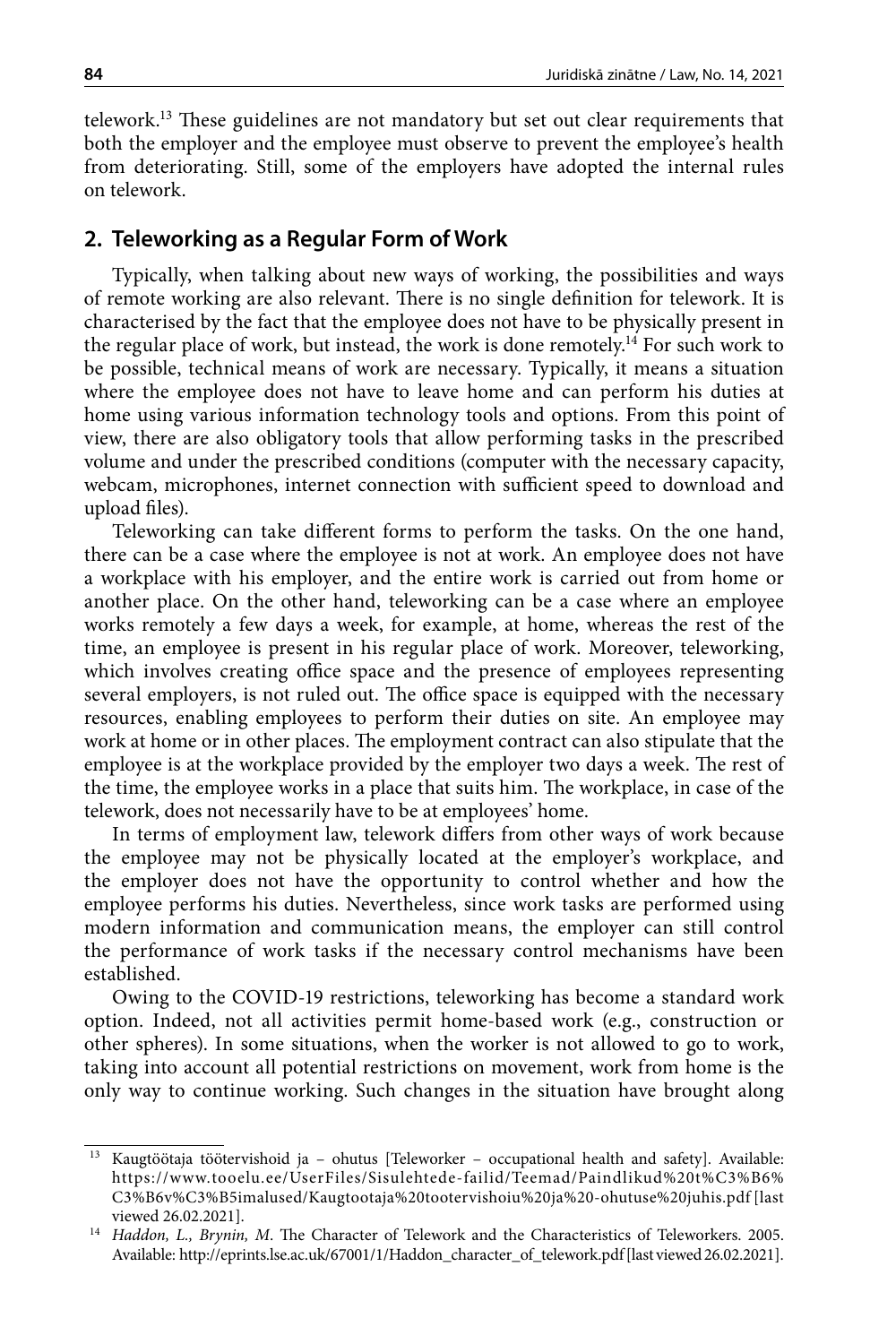telework.[13] These guidelines are not mandatory but set out clear requirements that both the employer and the employee must observe to prevent the employee's health from deteriorating. Still, some of the employers have adopted the internal rules on telework.

## 2. Teleworking as a Regular Form of Work

Typically, when talking about new ways of working, the possibilities and ways of remote working are also relevant. There is no single definition for telework. It is characterised by the fact that the employee does not have to be physically present in the regular place of work, but instead, the work is done remotely.[14] For such work to be possible, technical means of work are necessary. Typically, it means a situation where the employee does not have to leave home and can perform his duties at home using various information technology tools and options. From this point of view, there are also obligatory tools that allow performing tasks in the prescribed volume and under the prescribed conditions (computer with the necessary capacity, webcam, microphones, internet connection with sufficient speed to download and upload files).

Teleworking can take different forms to perform the tasks. On the one hand, there can be a case where the employee is not at work. An employee does not have a workplace with his employer, and the entire work is carried out from home or another place. On the other hand, teleworking can be a case where an employee works remotely a few days a week, for example, at home, whereas the rest of the time, an employee is present in his regular place of work. Moreover, teleworking, which involves creating office space and the presence of employees representing several employers, is not ruled out. The office space is equipped with the necessary resources, enabling employees to perform their duties on site. An employee may work at home or in other places. The employment contract can also stipulate that the employee is at the workplace provided by the employer two days a week. The rest of the time, the employee works in a place that suits him. The workplace, in case of the telework, does not necessarily have to be at employees' home.

In terms of employment law, telework differs from other ways of work because the employee may not be physically located at the employer's workplace, and the employer does not have the opportunity to control whether and how the employee performs his duties. Nevertheless, since work tasks are performed using modern information and communication means, the employer can still control the performance of work tasks if the necessary control mechanisms have been established.

Owing to the COVID-19 restrictions, teleworking has become a standard work option. Indeed, not all activities permit home-based work (e.g., construction or other spheres). In some situations, when the worker is not allowed to go to work, taking into account all potential restrictions on movement, work from home is the only way to continue working. Such changes in the situation have brought along

---

[13] Kaugtöötaja töötervishoid ja – ohutus [Teleworker – occupational health and safety]. Available: https://www.tooelu.ee/UserFiles/Sisulehtede-failid/Teemad/Paindlikud%20t%C3%B6%C3%B6v%C3%B5imalused/Kaugtootaja%20tootervishoiu%20ja%20-ohutuse%20juhis.pdf [last viewed 26.02.2021].

[14] *Haddon, L., Brynin, M.* The Character of Telework and the Characteristics of Teleworkers. 2005. Available: http://eprints.lse.ac.uk/67001/1/Haddon_character_of_telework.pdf [last viewed 26.02.2021].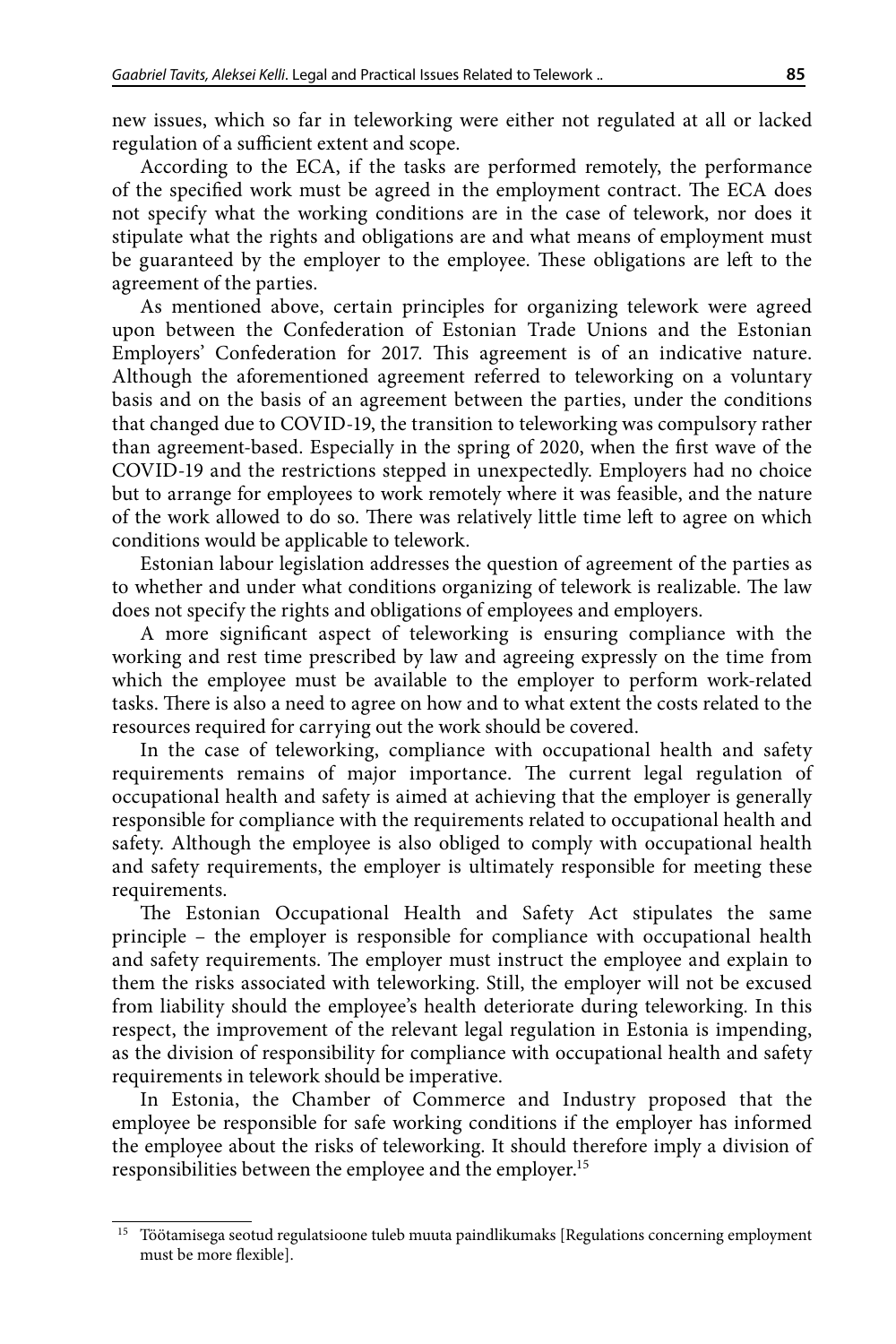new issues, which so far in teleworking were either not regulated at all or lacked regulation of a sufficient extent and scope.

According to the ECA, if the tasks are performed remotely, the performance of the specified work must be agreed in the employment contract. The ECA does not specify what the working conditions are in the case of telework, nor does it stipulate what the rights and obligations are and what means of employment must be guaranteed by the employer to the employee. These obligations are left to the agreement of the parties.

As mentioned above, certain principles for organizing telework were agreed upon between the Confederation of Estonian Trade Unions and the Estonian Employers' Confederation for 2017. This agreement is of an indicative nature. Although the aforementioned agreement referred to teleworking on a voluntary basis and on the basis of an agreement between the parties, under the conditions that changed due to COVID-19, the transition to teleworking was compulsory rather than agreement-based. Especially in the spring of 2020, when the first wave of the COVID-19 and the restrictions stepped in unexpectedly. Employers had no choice but to arrange for employees to work remotely where it was feasible, and the nature of the work allowed to do so. There was relatively little time left to agree on which conditions would be applicable to telework.

Estonian labour legislation addresses the question of agreement of the parties as to whether and under what conditions organizing of telework is realizable. The law does not specify the rights and obligations of employees and employers.

A more significant aspect of teleworking is ensuring compliance with the working and rest time prescribed by law and agreeing expressly on the time from which the employee must be available to the employer to perform work-related tasks. There is also a need to agree on how and to what extent the costs related to the resources required for carrying out the work should be covered.

In the case of teleworking, compliance with occupational health and safety requirements remains of major importance. The current legal regulation of occupational health and safety is aimed at achieving that the employer is generally responsible for compliance with the requirements related to occupational health and safety. Although the employee is also obliged to comply with occupational health and safety requirements, the employer is ultimately responsible for meeting these requirements.

The Estonian Occupational Health and Safety Act stipulates the same principle – the employer is responsible for compliance with occupational health and safety requirements. The employer must instruct the employee and explain to them the risks associated with teleworking. Still, the employer will not be excused from liability should the employee's health deteriorate during teleworking. In this respect, the improvement of the relevant legal regulation in Estonia is impending, as the division of responsibility for compliance with occupational health and safety requirements in telework should be imperative.

In Estonia, the Chamber of Commerce and Industry proposed that the employee be responsible for safe working conditions if the employer has informed the employee about the risks of teleworking. It should therefore imply a division of responsibilities between the employee and the employer.[15]

[15] Töötamisega seotud regulatsioone tuleb muuta paindlikumaks [Regulations concerning employment must be more flexible].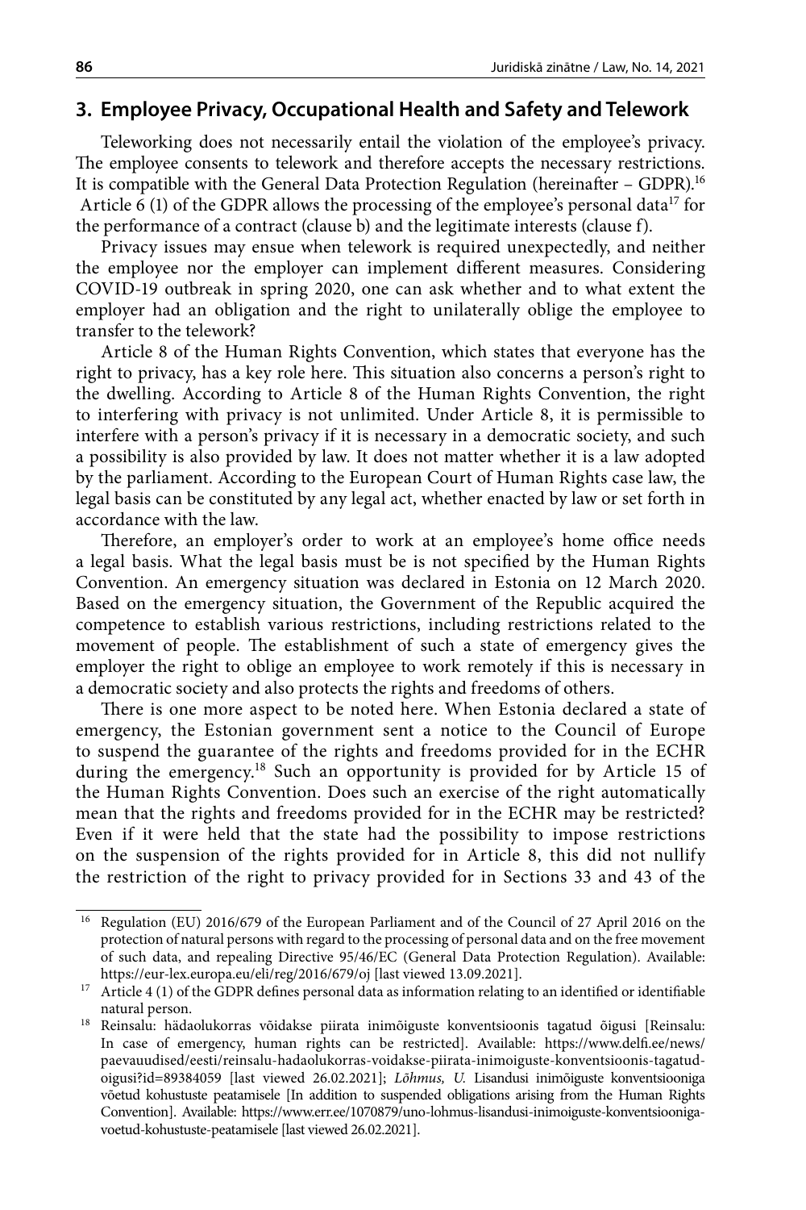## 3. Employee Privacy, Occupational Health and Safety and Telework

Teleworking does not necessarily entail the violation of the employee's privacy. The employee consents to telework and therefore accepts the necessary restrictions. It is compatible with the General Data Protection Regulation (hereinafter – GDPR).[16] Article 6 (1) of the GDPR allows the processing of the employee's personal data[17] for the performance of a contract (clause b) and the legitimate interests (clause f).

Privacy issues may ensue when telework is required unexpectedly, and neither the employee nor the employer can implement different measures. Considering COVID-19 outbreak in spring 2020, one can ask whether and to what extent the employer had an obligation and the right to unilaterally oblige the employee to transfer to the telework?

Article 8 of the Human Rights Convention, which states that everyone has the right to privacy, has a key role here. This situation also concerns a person's right to the dwelling. According to Article 8 of the Human Rights Convention, the right to interfering with privacy is not unlimited. Under Article 8, it is permissible to interfere with a person's privacy if it is necessary in a democratic society, and such a possibility is also provided by law. It does not matter whether it is a law adopted by the parliament. According to the European Court of Human Rights case law, the legal basis can be constituted by any legal act, whether enacted by law or set forth in accordance with the law.

Therefore, an employer's order to work at an employee's home office needs a legal basis. What the legal basis must be is not specified by the Human Rights Convention. An emergency situation was declared in Estonia on 12 March 2020. Based on the emergency situation, the Government of the Republic acquired the competence to establish various restrictions, including restrictions related to the movement of people. The establishment of such a state of emergency gives the employer the right to oblige an employee to work remotely if this is necessary in a democratic society and also protects the rights and freedoms of others.

There is one more aspect to be noted here. When Estonia declared a state of emergency, the Estonian government sent a notice to the Council of Europe to suspend the guarantee of the rights and freedoms provided for in the ECHR during the emergency.[18] Such an opportunity is provided for by Article 15 of the Human Rights Convention. Does such an exercise of the right automatically mean that the rights and freedoms provided for in the ECHR may be restricted? Even if it were held that the state had the possibility to impose restrictions on the suspension of the rights provided for in Article 8, this did not nullify the restriction of the right to privacy provided for in Sections 33 and 43 of the

---

[16] Regulation (EU) 2016/679 of the European Parliament and of the Council of 27 April 2016 on the protection of natural persons with regard to the processing of personal data and on the free movement of such data, and repealing Directive 95/46/EC (General Data Protection Regulation). Available: https://eur-lex.europa.eu/eli/reg/2016/679/oj [last viewed 13.09.2021].

[17] Article 4 (1) of the GDPR defines personal data as information relating to an identified or identifiable natural person.

[18] Reinsalu: hädaolukorras võidakse piirata inimõiguste konventsioonis tagatud õigusi [Reinsalu: In case of emergency, human rights can be restricted]. Available: https://www.delfi.ee/news/paevauudised/eesti/reinsalu-hadaolukorras-voidakse-piirata-inimoiguste-konventsioonis-tagatud-oigusi?id=89384059 [last viewed 26.02.2021]; *Lõhmus, U.* Lisandusi inimõiguste konventsiooniga võetud kohustuste peatamisele [In addition to suspended obligations arising from the Human Rights Convention]. Available: https://www.err.ee/1070879/uno-lohmus-lisandusi-inimoiguste-konventsiooniga-voetud-kohustuste-peatamisele [last viewed 26.02.2021].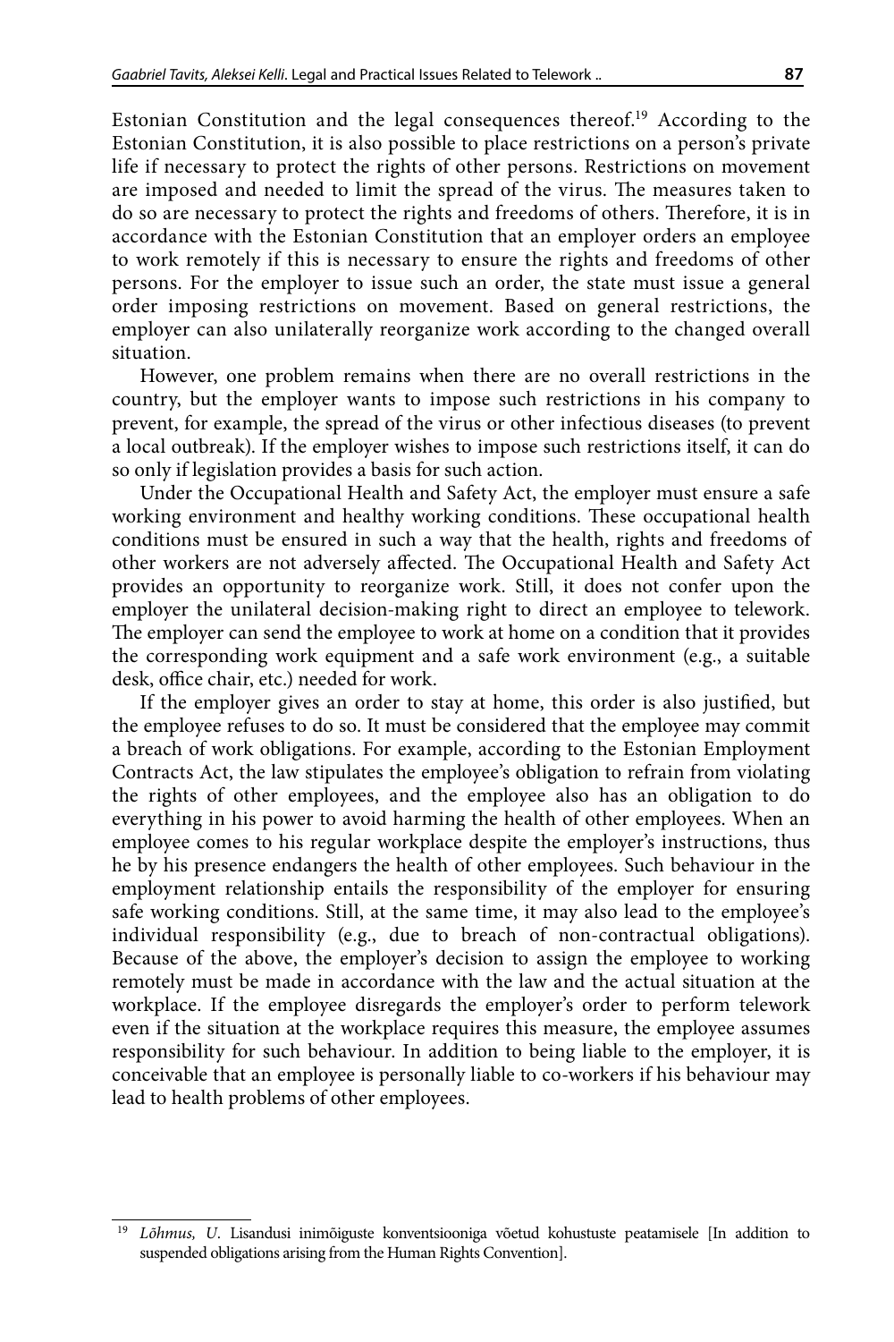Estonian Constitution and the legal consequences thereof.[19] According to the Estonian Constitution, it is also possible to place restrictions on a person's private life if necessary to protect the rights of other persons. Restrictions on movement are imposed and needed to limit the spread of the virus. The measures taken to do so are necessary to protect the rights and freedoms of others. Therefore, it is in accordance with the Estonian Constitution that an employer orders an employee to work remotely if this is necessary to ensure the rights and freedoms of other persons. For the employer to issue such an order, the state must issue a general order imposing restrictions on movement. Based on general restrictions, the employer can also unilaterally reorganize work according to the changed overall situation.

However, one problem remains when there are no overall restrictions in the country, but the employer wants to impose such restrictions in his company to prevent, for example, the spread of the virus or other infectious diseases (to prevent a local outbreak). If the employer wishes to impose such restrictions itself, it can do so only if legislation provides a basis for such action.

Under the Occupational Health and Safety Act, the employer must ensure a safe working environment and healthy working conditions. These occupational health conditions must be ensured in such a way that the health, rights and freedoms of other workers are not adversely affected. The Occupational Health and Safety Act provides an opportunity to reorganize work. Still, it does not confer upon the employer the unilateral decision-making right to direct an employee to telework. The employer can send the employee to work at home on a condition that it provides the corresponding work equipment and a safe work environment (e.g., a suitable desk, office chair, etc.) needed for work.

If the employer gives an order to stay at home, this order is also justified, but the employee refuses to do so. It must be considered that the employee may commit a breach of work obligations. For example, according to the Estonian Employment Contracts Act, the law stipulates the employee's obligation to refrain from violating the rights of other employees, and the employee also has an obligation to do everything in his power to avoid harming the health of other employees. When an employee comes to his regular workplace despite the employer's instructions, thus he by his presence endangers the health of other employees. Such behaviour in the employment relationship entails the responsibility of the employer for ensuring safe working conditions. Still, at the same time, it may also lead to the employee's individual responsibility (e.g., due to breach of non-contractual obligations). Because of the above, the employer's decision to assign the employee to working remotely must be made in accordance with the law and the actual situation at the workplace. If the employee disregards the employer's order to perform telework even if the situation at the workplace requires this measure, the employee assumes responsibility for such behaviour. In addition to being liable to the employer, it is conceivable that an employee is personally liable to co-workers if his behaviour may lead to health problems of other employees.

---

[19] *Lõhmus, U*. Lisandusi inimõiguste konventsiooniga võetud kohustuste peatamisele [In addition to suspended obligations arising from the Human Rights Convention].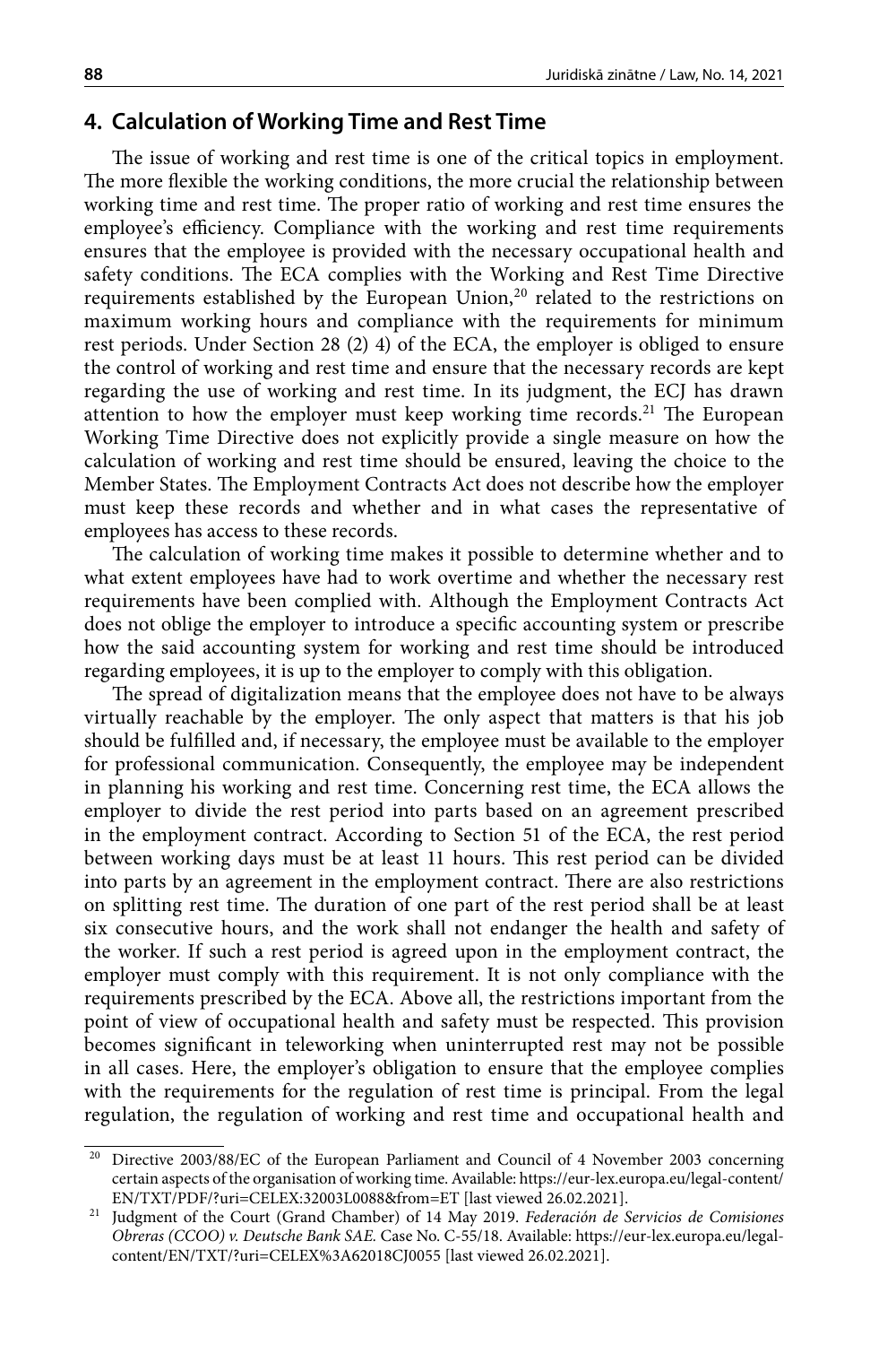## 4. Calculation of Working Time and Rest Time

The issue of working and rest time is one of the critical topics in employment. The more flexible the working conditions, the more crucial the relationship between working time and rest time. The proper ratio of working and rest time ensures the employee's efficiency. Compliance with the working and rest time requirements ensures that the employee is provided with the necessary occupational health and safety conditions. The ECA complies with the Working and Rest Time Directive requirements established by the European Union,[20] related to the restrictions on maximum working hours and compliance with the requirements for minimum rest periods. Under Section 28 (2) 4) of the ECA, the employer is obliged to ensure the control of working and rest time and ensure that the necessary records are kept regarding the use of working and rest time. In its judgment, the ECJ has drawn attention to how the employer must keep working time records.[21] The European Working Time Directive does not explicitly provide a single measure on how the calculation of working and rest time should be ensured, leaving the choice to the Member States. The Employment Contracts Act does not describe how the employer must keep these records and whether and in what cases the representative of employees has access to these records.

The calculation of working time makes it possible to determine whether and to what extent employees have had to work overtime and whether the necessary rest requirements have been complied with. Although the Employment Contracts Act does not oblige the employer to introduce a specific accounting system or prescribe how the said accounting system for working and rest time should be introduced regarding employees, it is up to the employer to comply with this obligation.

The spread of digitalization means that the employee does not have to be always virtually reachable by the employer. The only aspect that matters is that his job should be fulfilled and, if necessary, the employee must be available to the employer for professional communication. Consequently, the employee may be independent in planning his working and rest time. Concerning rest time, the ECA allows the employer to divide the rest period into parts based on an agreement prescribed in the employment contract. According to Section 51 of the ECA, the rest period between working days must be at least 11 hours. This rest period can be divided into parts by an agreement in the employment contract. There are also restrictions on splitting rest time. The duration of one part of the rest period shall be at least six consecutive hours, and the work shall not endanger the health and safety of the worker. If such a rest period is agreed upon in the employment contract, the employer must comply with this requirement. It is not only compliance with the requirements prescribed by the ECA. Above all, the restrictions important from the point of view of occupational health and safety must be respected. This provision becomes significant in teleworking when uninterrupted rest may not be possible in all cases. Here, the employer's obligation to ensure that the employee complies with the requirements for the regulation of rest time is principal. From the legal regulation, the regulation of working and rest time and occupational health and

---

[20] Directive 2003/88/EC of the European Parliament and Council of 4 November 2003 concerning certain aspects of the organisation of working time. Available: https://eur-lex.europa.eu/legal-content/EN/TXT/PDF/?uri=CELEX:32003L0088&from=ET [last viewed 26.02.2021].

[21] Judgment of the Court (Grand Chamber) of 14 May 2019. *Federación de Servicios de Comisiones Obreras (CCOO) v. Deutsche Bank SAE.* Case No. C-55/18. Available: https://eur-lex.europa.eu/legal-content/EN/TXT/?uri=CELEX%3A62018CJ0055 [last viewed 26.02.2021].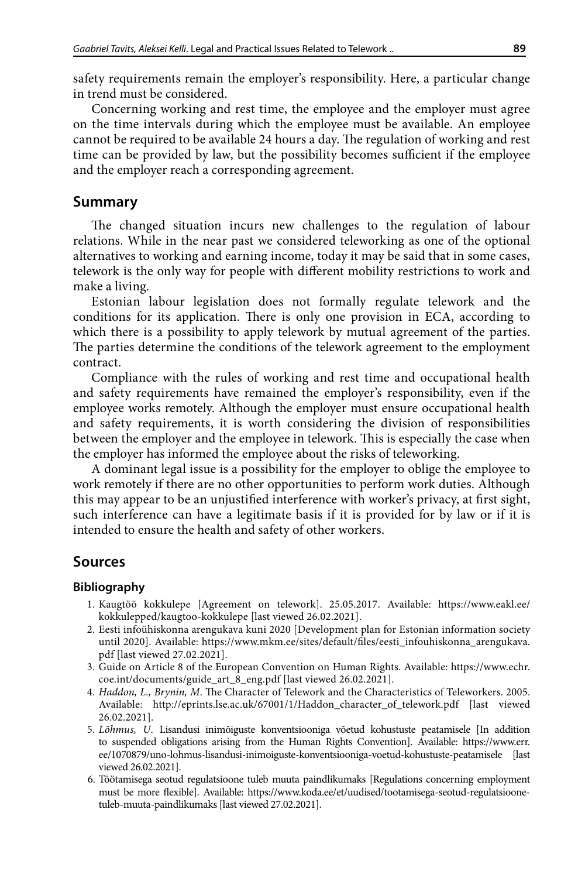safety requirements remain the employer's responsibility. Here, a particular change in trend must be considered.

Concerning working and rest time, the employee and the employer must agree on the time intervals during which the employee must be available. An employee cannot be required to be available 24 hours a day. The regulation of working and rest time can be provided by law, but the possibility becomes sufficient if the employee and the employer reach a corresponding agreement.

## Summary

The changed situation incurs new challenges to the regulation of labour relations. While in the near past we considered teleworking as one of the optional alternatives to working and earning income, today it may be said that in some cases, telework is the only way for people with different mobility restrictions to work and make a living.

Estonian labour legislation does not formally regulate telework and the conditions for its application. There is only one provision in ECA, according to which there is a possibility to apply telework by mutual agreement of the parties. The parties determine the conditions of the telework agreement to the employment contract.

Compliance with the rules of working and rest time and occupational health and safety requirements have remained the employer's responsibility, even if the employee works remotely. Although the employer must ensure occupational health and safety requirements, it is worth considering the division of responsibilities between the employer and the employee in telework. This is especially the case when the employer has informed the employee about the risks of teleworking.

A dominant legal issue is a possibility for the employer to oblige the employee to work remotely if there are no other opportunities to perform work duties. Although this may appear to be an unjustified interference with worker's privacy, at first sight, such interference can have a legitimate basis if it is provided for by law or if it is intended to ensure the health and safety of other workers.

## Sources

### Bibliography

1. Kaugtöö kokkulepe [Agreement on telework]. 25.05.2017. Available: https://www.eakl.ee/kokkulepped/kaugtoo-kokkulepe [last viewed 26.02.2021].
2. Eesti infoühiskonna arengukava kuni 2020 [Development plan for Estonian information society until 2020]. Available: https://www.mkm.ee/sites/default/files/eesti_infouhiskonna_arengukava.pdf [last viewed 27.02.2021].
3. Guide on Article 8 of the European Convention on Human Rights. Available: https://www.echr.coe.int/documents/guide_art_8_eng.pdf [last viewed 26.02.2021].
4. *Haddon, L., Brynin, M*. The Character of Telework and the Characteristics of Teleworkers. 2005. Available: http://eprints.lse.ac.uk/67001/1/Haddon_character_of_telework.pdf [last viewed 26.02.2021].
5. *Lõhmus, U*. Lisandusi inimõiguste konventsiooniga võetud kohustuste peatamisele [In addition to suspended obligations arising from the Human Rights Convention]. Available: https://www.err.ee/1070879/uno-lohmus-lisandusi-inimoiguste-konventsiooniga-voetud-kohustuste-peatamisele [last viewed 26.02.2021].
6. Töötamisega seotud regulatsioone tuleb muuta paindlikumaks [Regulations concerning employment must be more flexible]. Available: https://www.koda.ee/et/uudised/tootamisega-seotud-regulatsioone-tuleb-muuta-paindlikumaks [last viewed 27.02.2021].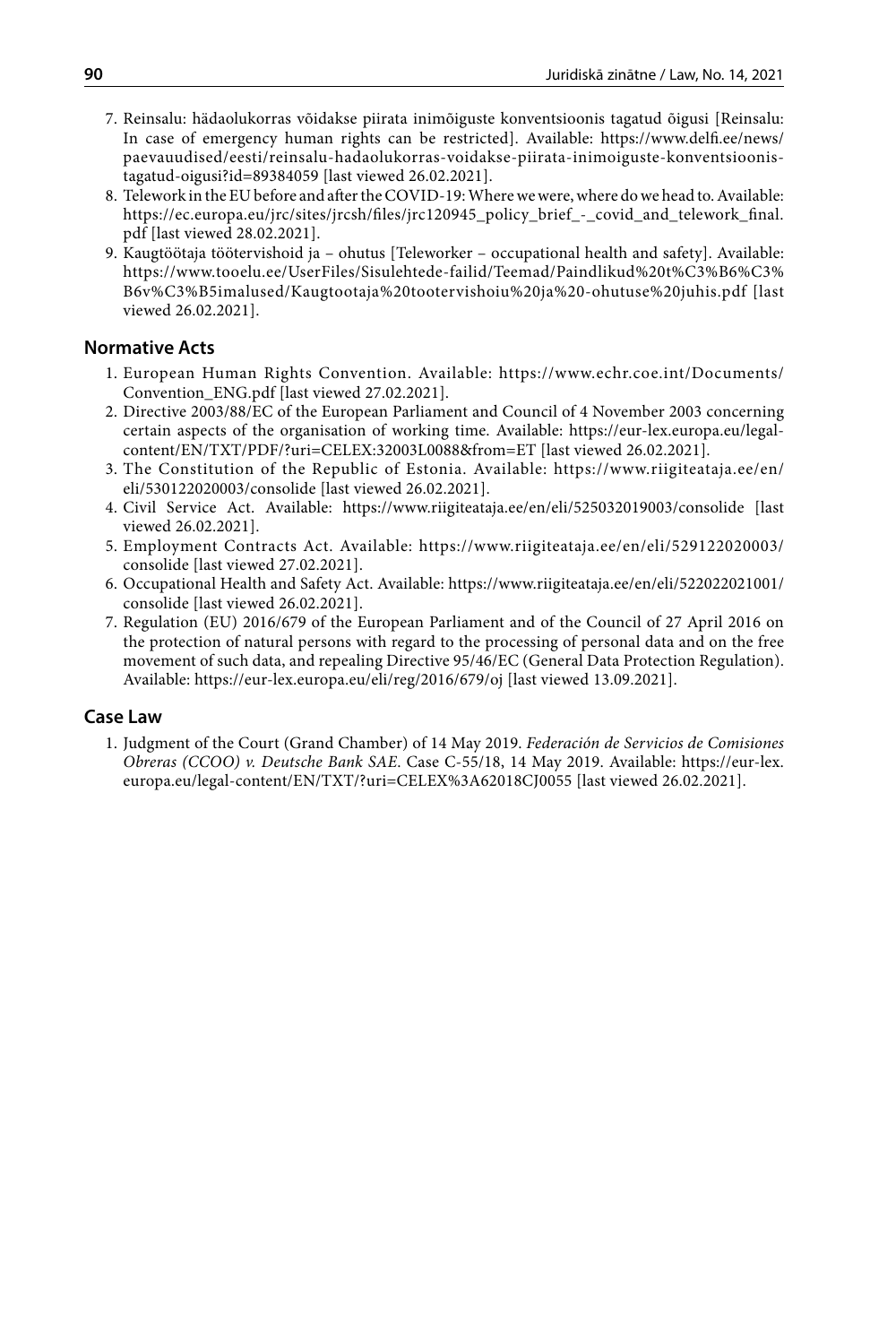7. Reinsalu: hädaolukorras võidakse piirata inimõiguste konventsioonis tagatud õigusi [Reinsalu: In case of emergency human rights can be restricted]. Available: https://www.delfi.ee/news/paevauudised/eesti/reinsalu-hadaolukorras-voidakse-piirata-inimoiguste-konventsioonis-tagatud-oigusi?id=89384059 [last viewed 26.02.2021].
8. Telework in the EU before and after the COVID-19: Where we were, where do we head to. Available: https://ec.europa.eu/jrc/sites/jrcsh/files/jrc120945_policy_brief_-_covid_and_telework_final.pdf [last viewed 28.02.2021].
9. Kaugtöötaja töötervishoid ja – ohutus [Teleworker – occupational health and safety]. Available: https://www.tooelu.ee/UserFiles/Sisulehtede-failid/Teemad/Paindlikud%20t%C3%B6%C3%B6v%C3%B5imalused/Kaugtootaja%20tootervishoiu%20ja%20-ohutuse%20juhis.pdf [last viewed 26.02.2021].

## Normative Acts

1. European Human Rights Convention. Available: https://www.echr.coe.int/Documents/Convention_ENG.pdf [last viewed 27.02.2021].
2. Directive 2003/88/EC of the European Parliament and Council of 4 November 2003 concerning certain aspects of the organisation of working time. Available: https://eur-lex.europa.eu/legal-content/EN/TXT/PDF/?uri=CELEX:32003L0088&from=ET [last viewed 26.02.2021].
3. The Constitution of the Republic of Estonia. Available: https://www.riigiteataja.ee/en/eli/530122020003/consolide [last viewed 26.02.2021].
4. Civil Service Act. Available: https://www.riigiteataja.ee/en/eli/525032019003/consolide [last viewed 26.02.2021].
5. Employment Contracts Act. Available: https://www.riigiteataja.ee/en/eli/529122020003/consolide [last viewed 27.02.2021].
6. Occupational Health and Safety Act. Available: https://www.riigiteataja.ee/en/eli/522022021001/consolide [last viewed 26.02.2021].
7. Regulation (EU) 2016/679 of the European Parliament and of the Council of 27 April 2016 on the protection of natural persons with regard to the processing of personal data and on the free movement of such data, and repealing Directive 95/46/EC (General Data Protection Regulation). Available: https://eur-lex.europa.eu/eli/reg/2016/679/oj [last viewed 13.09.2021].

## Case Law

1. Judgment of the Court (Grand Chamber) of 14 May 2019. *Federación de Servicios de Comisiones Obreras (CCOO) v. Deutsche Bank SAE*. Case C-55/18, 14 May 2019. Available: https://eur-lex.europa.eu/legal-content/EN/TXT/?uri=CELEX%3A62018CJ0055 [last viewed 26.02.2021].